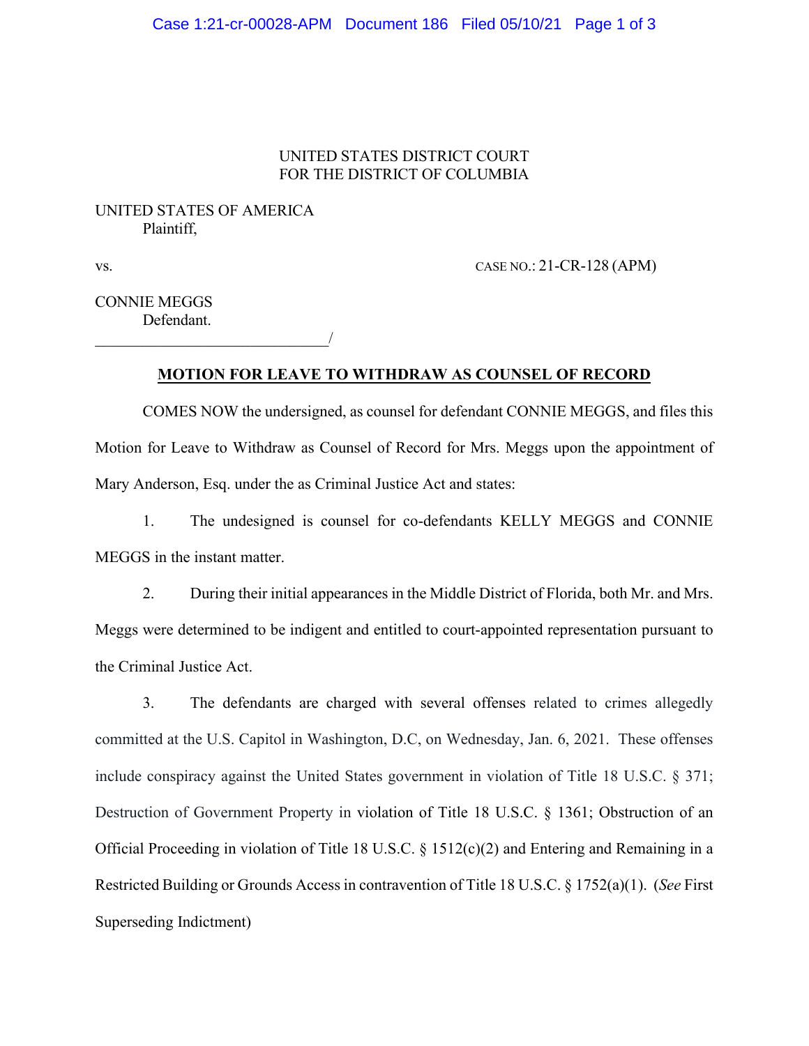UNITED STATES DISTRICT COURT
FOR THE DISTRICT OF COLUMBIA

UNITED STATES OF AMERICA
Plaintiff,

vs. CASE NO.: 21-CR-128 (APM)

CONNIE MEGGS
Defendant.
_____________________________/

**MOTION FOR LEAVE TO WITHDRAW AS COUNSEL OF RECORD**

COMES NOW the undersigned, as counsel for defendant CONNIE MEGGS, and files this Motion for Leave to Withdraw as Counsel of Record for Mrs. Meggs upon the appointment of Mary Anderson, Esq. under the as Criminal Justice Act and states:

1. The undesigned is counsel for co-defendants KELLY MEGGS and CONNIE MEGGS in the instant matter.

2. During their initial appearances in the Middle District of Florida, both Mr. and Mrs. Meggs were determined to be indigent and entitled to court-appointed representation pursuant to the Criminal Justice Act.

3. The defendants are charged with several offenses related to crimes allegedly committed at the U.S. Capitol in Washington, D.C, on Wednesday, Jan. 6, 2021. These offenses include conspiracy against the United States government in violation of Title 18 U.S.C. § 371; Destruction of Government Property in violation of Title 18 U.S.C. § 1361; Obstruction of an Official Proceeding in violation of Title 18 U.S.C. § 1512(c)(2) and Entering and Remaining in a Restricted Building or Grounds Access in contravention of Title 18 U.S.C. § 1752(a)(1). (*See* First Superseding Indictment)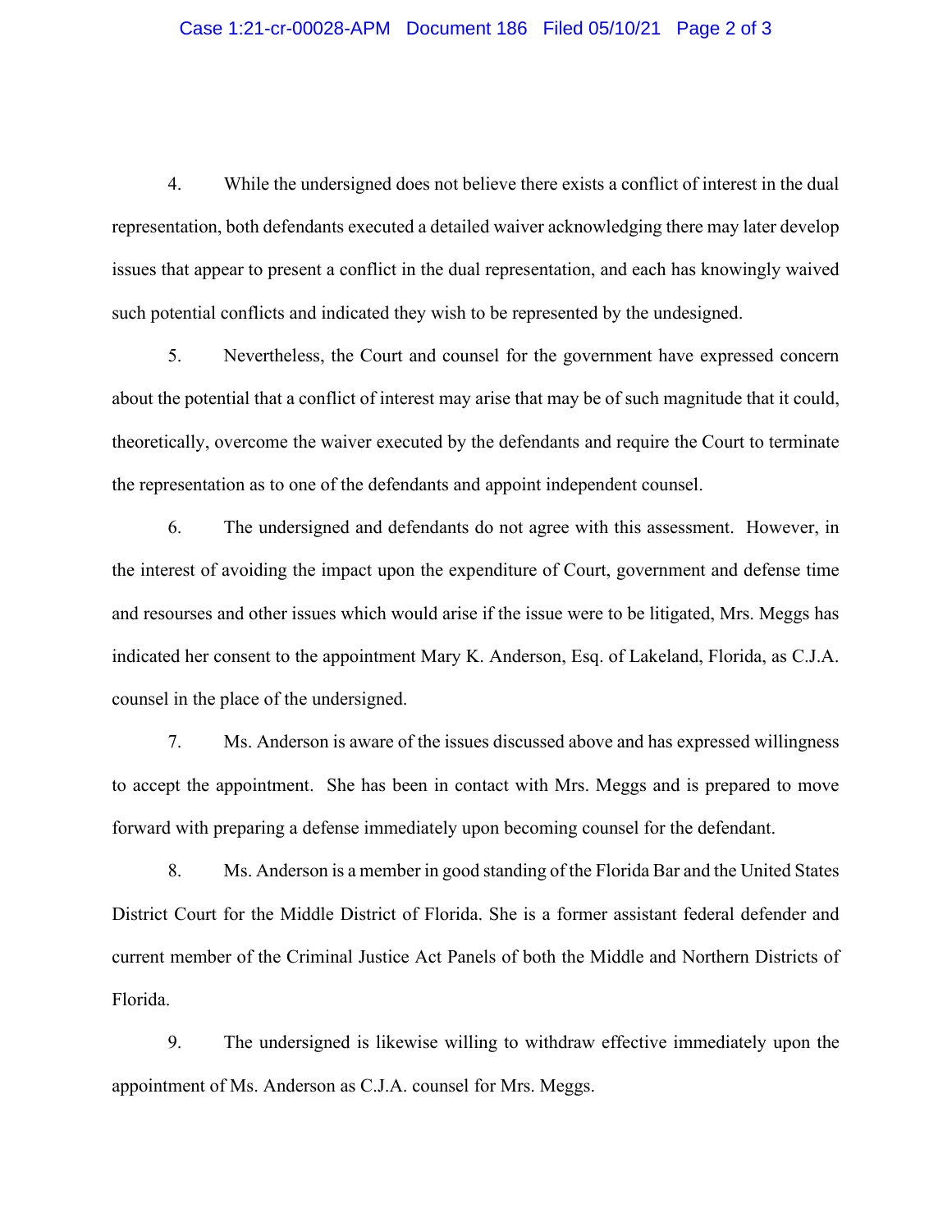4. While the undersigned does not believe there exists a conflict of interest in the dual representation, both defendants executed a detailed waiver acknowledging there may later develop issues that appear to present a conflict in the dual representation, and each has knowingly waived such potential conflicts and indicated they wish to be represented by the undesigned.

5. Nevertheless, the Court and counsel for the government have expressed concern about the potential that a conflict of interest may arise that may be of such magnitude that it could, theoretically, overcome the waiver executed by the defendants and require the Court to terminate the representation as to one of the defendants and appoint independent counsel.

6. The undersigned and defendants do not agree with this assessment. However, in the interest of avoiding the impact upon the expenditure of Court, government and defense time and resourses and other issues which would arise if the issue were to be litigated, Mrs. Meggs has indicated her consent to the appointment Mary K. Anderson, Esq. of Lakeland, Florida, as C.J.A. counsel in the place of the undersigned.

7. Ms. Anderson is aware of the issues discussed above and has expressed willingness to accept the appointment. She has been in contact with Mrs. Meggs and is prepared to move forward with preparing a defense immediately upon becoming counsel for the defendant.

8. Ms. Anderson is a member in good standing of the Florida Bar and the United States District Court for the Middle District of Florida. She is a former assistant federal defender and current member of the Criminal Justice Act Panels of both the Middle and Northern Districts of Florida.

9. The undersigned is likewise willing to withdraw effective immediately upon the appointment of Ms. Anderson as C.J.A. counsel for Mrs. Meggs.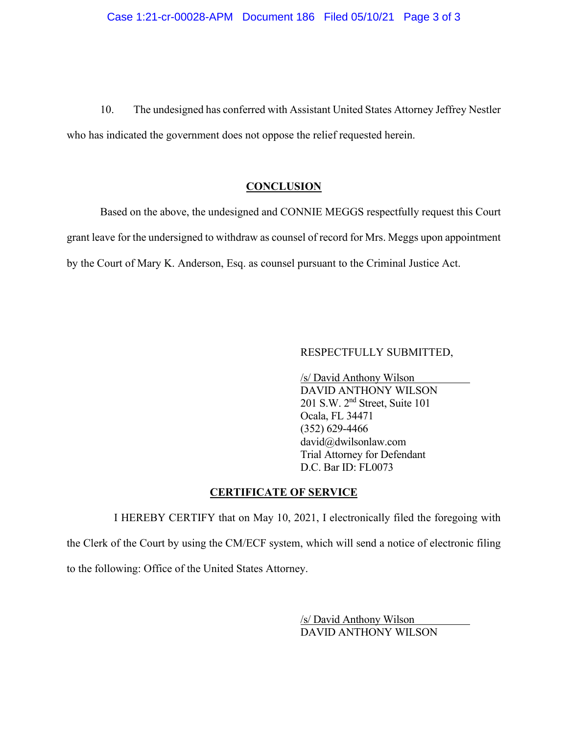10. The undesigned has conferred with Assistant United States Attorney Jeffrey Nestler who has indicated the government does not oppose the relief requested herein.

## CONCLUSION

Based on the above, the undesigned and CONNIE MEGGS respectfully request this Court grant leave for the undersigned to withdraw as counsel of record for Mrs. Meggs upon appointment by the Court of Mary K. Anderson, Esq. as counsel pursuant to the Criminal Justice Act.

RESPECTFULLY SUBMITTED,

/s/ David Anthony Wilson
DAVID ANTHONY WILSON
201 S.W. 2nd Street, Suite 101
Ocala, FL 34471
(352) 629-4466
david@dwilsonlaw.com
Trial Attorney for Defendant
D.C. Bar ID: FL0073

## CERTIFICATE OF SERVICE

I HEREBY CERTIFY that on May 10, 2021, I electronically filed the foregoing with the Clerk of the Court by using the CM/ECF system, which will send a notice of electronic filing to the following: Office of the United States Attorney.

/s/ David Anthony Wilson
DAVID ANTHONY WILSON